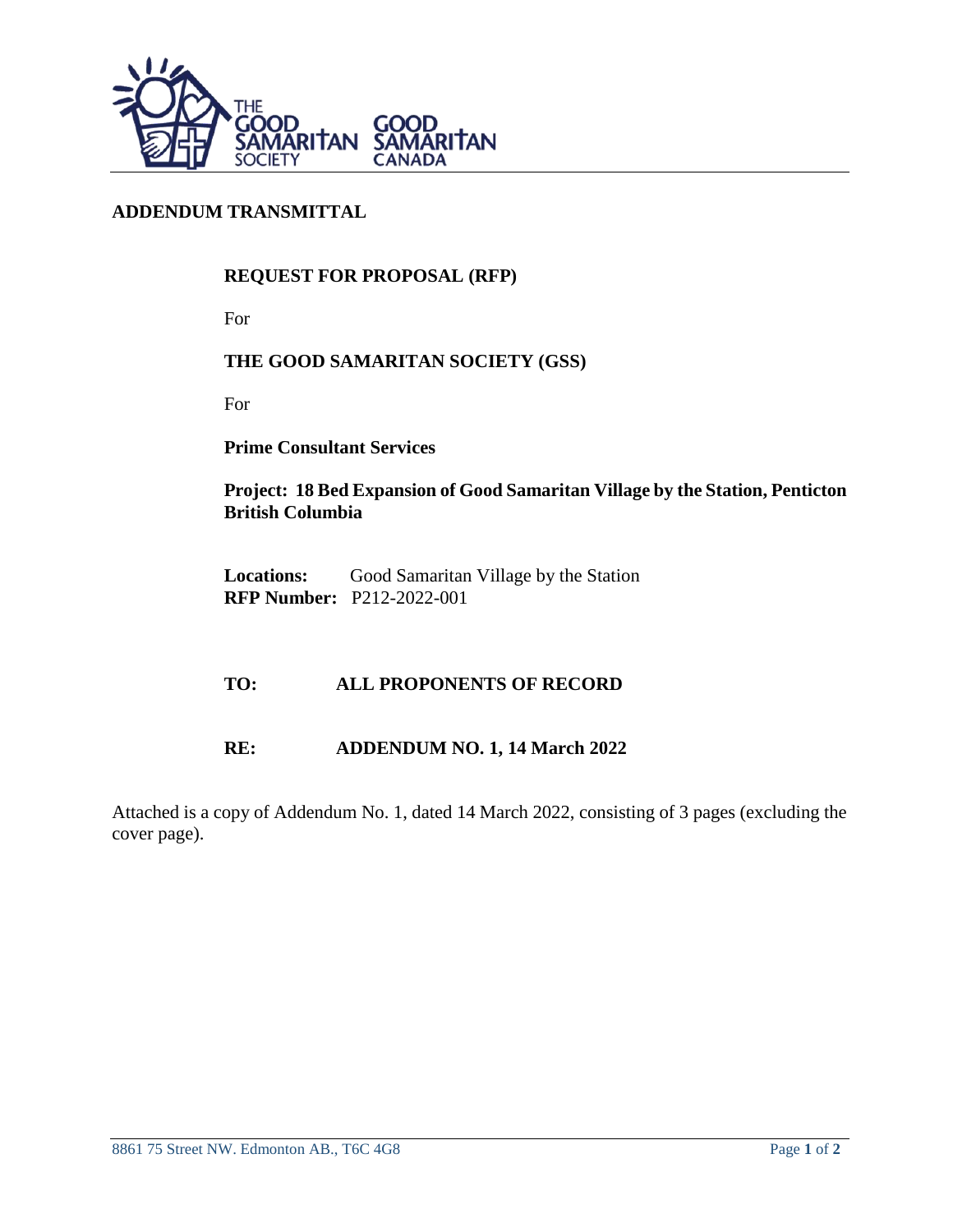## ADDENDUM TRANSMITTAL

**REQUEST FOR PROPOSAL (RFP)**

For

**THE GOOD SAMARITAN SOCIETY (GSS)**

For

**Prime Consultant Services**

**Project: 18 Bed Expansion of Good Samaritan Village by the Station, Penticton British Columbia**

**Locations:** Good Samaritan Village by the Station
**RFP Number:** P212-2022-001

**TO:** ALL PROPONENTS OF RECORD

**RE:** ADDENDUM NO. 1, 14 March 2022

Attached is a copy of Addendum No. 1, dated 14 March 2022, consisting of 3 pages (excluding the cover page).

8861 75 Street NW. Edmonton AB., T6C 4G8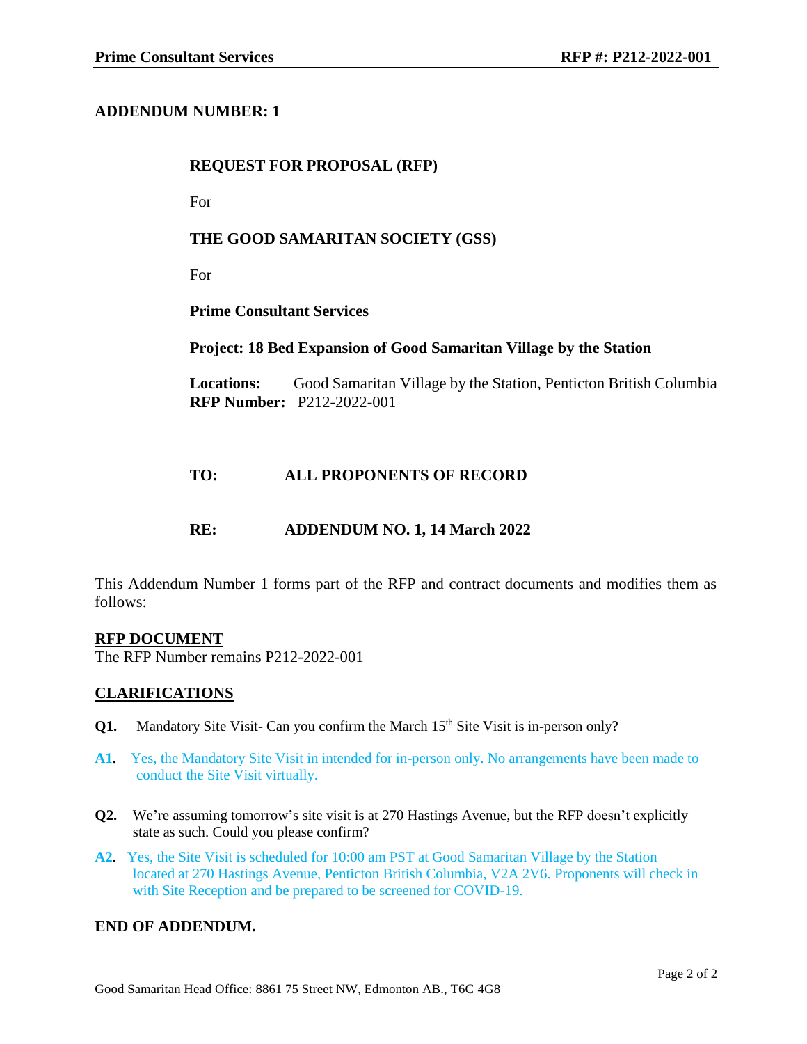## ADDENDUM NUMBER: 1

**REQUEST FOR PROPOSAL (RFP)**

For

**THE GOOD SAMARITAN SOCIETY (GSS)**

For

**Prime Consultant Services**

**Project: 18 Bed Expansion of Good Samaritan Village by the Station**

**Locations:** Good Samaritan Village by the Station, Penticton British Columbia
**RFP Number:** P212-2022-001

**TO:** **ALL PROPONENTS OF RECORD**

**RE:** **ADDENDUM NO. 1, 14 March 2022**

This Addendum Number 1 forms part of the RFP and contract documents and modifies them as follows:

**RFP DOCUMENT**

The RFP Number remains P212-2022-001

**CLARIFICATIONS**

**Q1.** Mandatory Site Visit- Can you confirm the March 15th Site Visit is in-person only?

**A1.** Yes, the Mandatory Site Visit in intended for in-person only. No arrangements have been made to conduct the Site Visit virtually.

**Q2.** We're assuming tomorrow's site visit is at 270 Hastings Avenue, but the RFP doesn't explicitly state as such. Could you please confirm?

**A2.** Yes, the Site Visit is scheduled for 10:00 am PST at Good Samaritan Village by the Station located at 270 Hastings Avenue, Penticton British Columbia, V2A 2V6. Proponents will check in with Site Reception and be prepared to be screened for COVID-19.

**END OF ADDENDUM.**

Good Samaritan Head Office: 8861 75 Street NW, Edmonton AB., T6C 4G8